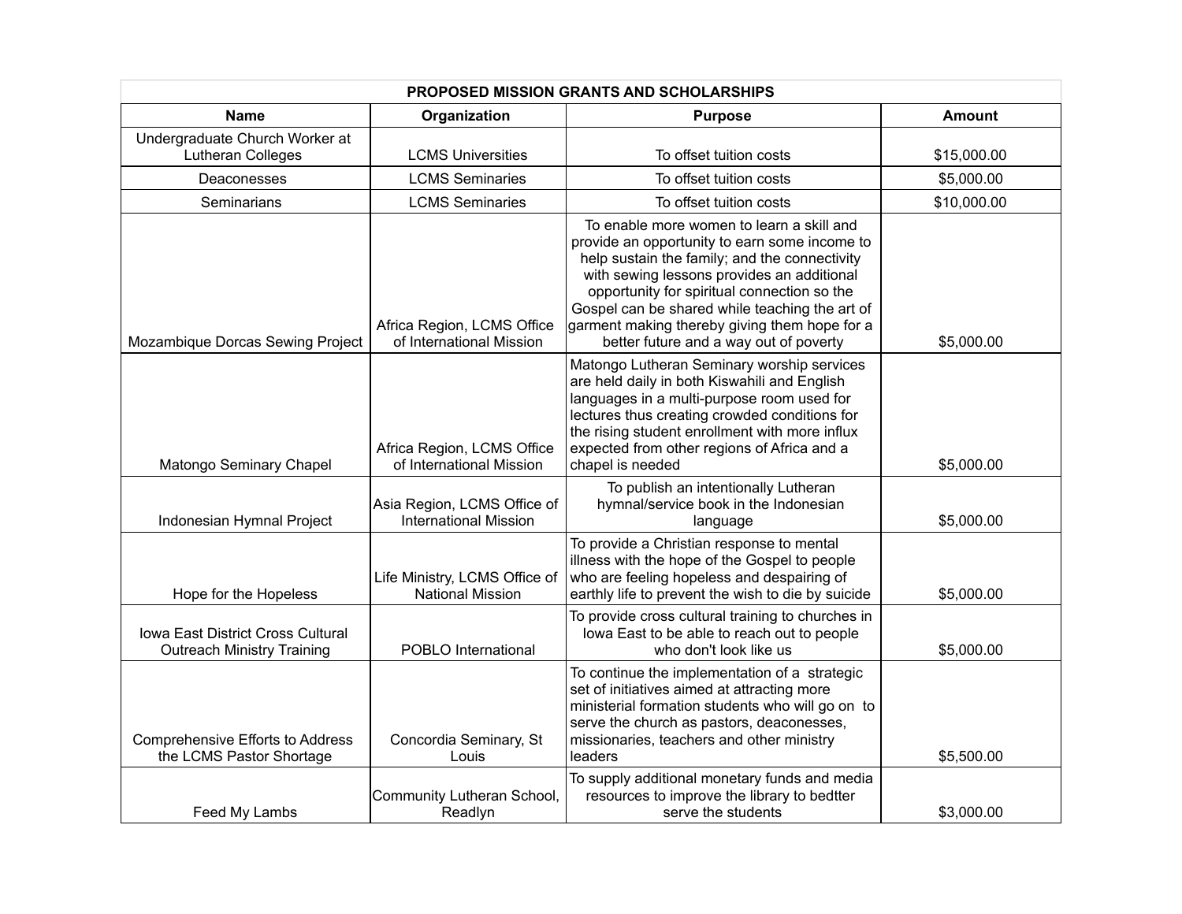| PROPOSED MISSION GRANTS AND SCHOLARSHIPS | | | |
|---|---|---|---|
| **Name** | **Organization** | **Purpose** | **Amount** |
| Undergraduate Church Worker at Lutheran Colleges | LCMS Universities | To offset tuition costs | $15,000.00 |
| Deaconesses | LCMS Seminaries | To offset tuition costs | $5,000.00 |
| Seminarians | LCMS Seminaries | To offset tuition costs | $10,000.00 |
| Mozambique Dorcas Sewing Project | Africa Region, LCMS Office of International Mission | To enable more women to learn a skill and provide an opportunity to earn some income to help sustain the family; and the connectivity with sewing lessons provides an additional opportunity for spiritual connection so the Gospel can be shared while teaching the art of garment making thereby giving them hope for a better future and a way out of poverty | $5,000.00 |
| Matongo Seminary Chapel | Africa Region, LCMS Office of International Mission | Matongo Lutheran Seminary worship services are held daily in both Kiswahili and English languages in a multi-purpose room used for lectures thus creating crowded conditions for the rising student enrollment with more influx expected from other regions of Africa and a chapel is needed | $5,000.00 |
| Indonesian Hymnal Project | Asia Region, LCMS Office of International Mission | To publish an intentionally Lutheran hymnal/service book in the Indonesian language | $5,000.00 |
| Hope for the Hopeless | Life Ministry, LCMS Office of National Mission | To provide a Christian response to mental illness with the hope of the Gospel to people who are feeling hopeless and despairing of earthly life to prevent the wish to die by suicide | $5,000.00 |
| Iowa East District Cross Cultural Outreach Ministry Training | POBLO International | To provide cross cultural training to churches in Iowa East to be able to reach out to people who don't look like us | $5,000.00 |
| Comprehensive Efforts to Address the LCMS Pastor Shortage | Concordia Seminary, St Louis | To continue the implementation of a strategic set of initiatives aimed at attracting more ministerial formation students who will go on to serve the church as pastors, deaconesses, missionaries, teachers and other ministry leaders | $5,500.00 |
| Feed My Lambs | Community Lutheran School, Readlyn | To supply additional monetary funds and media resources to improve the library to bedtter serve the students | $3,000.00 |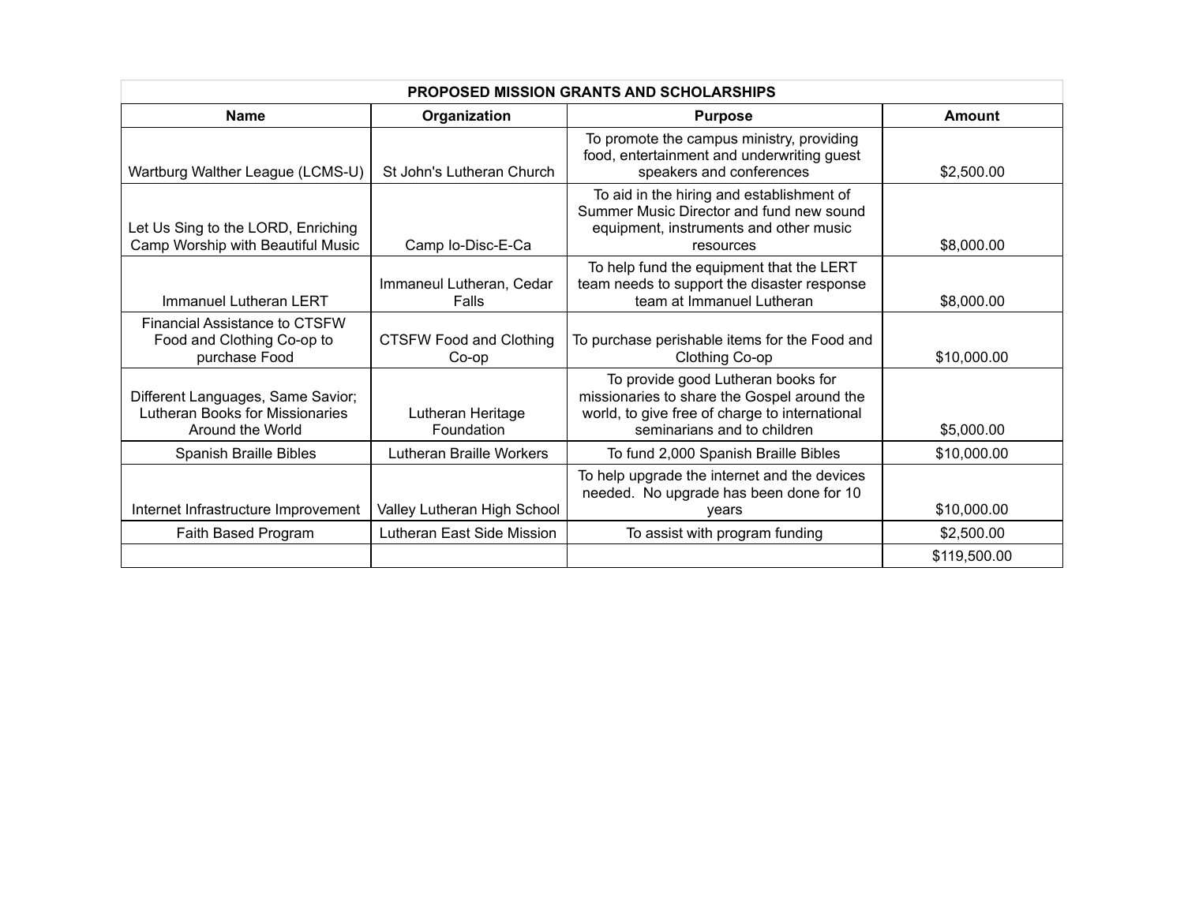| PROPOSED MISSION GRANTS AND SCHOLARSHIPS | | | |
|---|---|---|---|
| **Name** | **Organization** | **Purpose** | **Amount** |
| Wartburg Walther League (LCMS-U) | St John's Lutheran Church | To promote the campus ministry, providing food, entertainment and underwriting guest speakers and conferences | $2,500.00 |
| Let Us Sing to the LORD, Enriching Camp Worship with Beautiful Music | Camp Io-Disc-E-Ca | To aid in the hiring and establishment of Summer Music Director and fund new sound equipment, instruments and other music resources | $8,000.00 |
| Immanuel Lutheran LERT | Immaneul Lutheran, Cedar Falls | To help fund the equipment that the LERT team needs to support the disaster response team at Immanuel Lutheran | $8,000.00 |
| Financial Assistance to CTSFW Food and Clothing Co-op to purchase Food | CTSFW Food and Clothing Co-op | To purchase perishable items for the Food and Clothing Co-op | $10,000.00 |
| Different Languages, Same Savior; Lutheran Books for Missionaries Around the World | Lutheran Heritage Foundation | To provide good Lutheran books for missionaries to share the Gospel around the world, to give free of charge to international seminarians and to children | $5,000.00 |
| Spanish Braille Bibles | Lutheran Braille Workers | To fund 2,000 Spanish Braille Bibles | $10,000.00 |
| Internet Infrastructure Improvement | Valley Lutheran High School | To help upgrade the internet and the devices needed. No upgrade has been done for 10 years | $10,000.00 |
| Faith Based Program | Lutheran East Side Mission | To assist with program funding | $2,500.00 |
| | | | $119,500.00 |